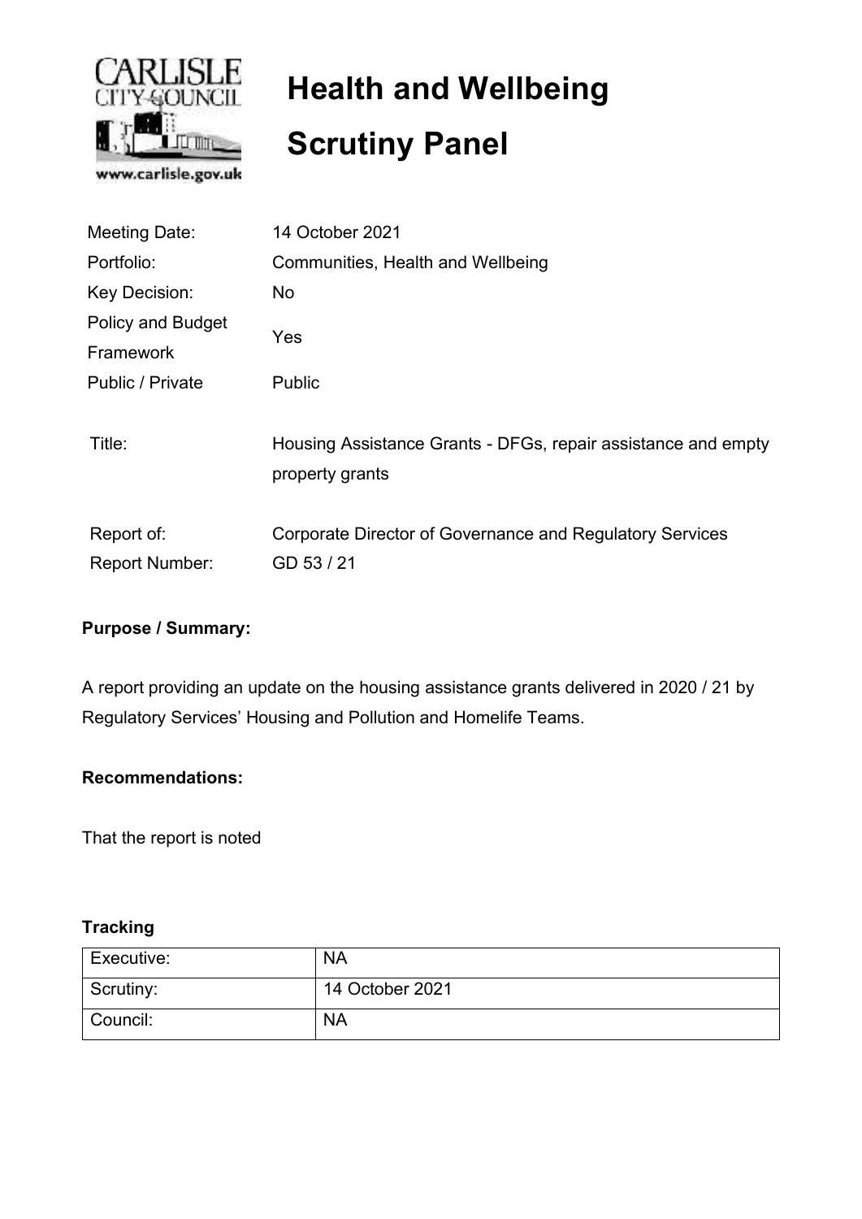# Health and Wellbeing Scrutiny Panel

| | |
|---|---|
| Meeting Date: | 14 October 2021 |
| Portfolio: | Communities, Health and Wellbeing |
| Key Decision: | No |
| Policy and Budget Framework | Yes |
| Public / Private | Public |
| Title: | Housing Assistance Grants - DFGs, repair assistance and empty property grants |
| Report of: | Corporate Director of Governance and Regulatory Services |
| Report Number: | GD 53 / 21 |

**Purpose / Summary:**

A report providing an update on the housing assistance grants delivered in 2020 / 21 by Regulatory Services' Housing and Pollution and Homelife Teams.

**Recommendations:**

That the report is noted

**Tracking**

| | |
|---|---|
| Executive: | NA |
| Scrutiny: | 14 October 2021 |
| Council: | NA |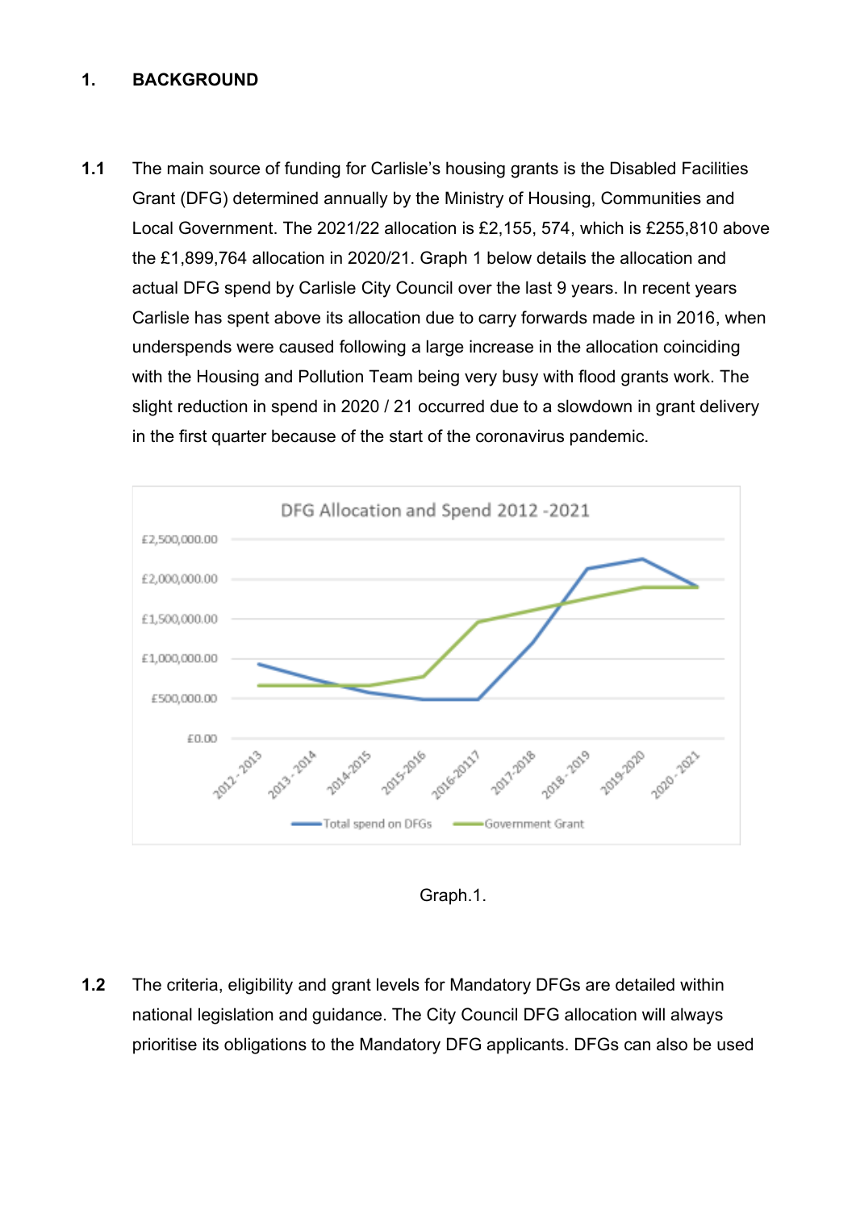## 1. BACKGROUND

**1.1** The main source of funding for Carlisle's housing grants is the Disabled Facilities Grant (DFG) determined annually by the Ministry of Housing, Communities and Local Government. The 2021/22 allocation is £2,155, 574, which is £255,810 above the £1,899,764 allocation in 2020/21. Graph 1 below details the allocation and actual DFG spend by Carlisle City Council over the last 9 years. In recent years Carlisle has spent above its allocation due to carry forwards made in in 2016, when underspends were caused following a large increase in the allocation coinciding with the Housing and Pollution Team being very busy with flood grants work. The slight reduction in spend in 2020 / 21 occurred due to a slowdown in grant delivery in the first quarter because of the start of the coronavirus pandemic.

Graph.1.

**1.2** The criteria, eligibility and grant levels for Mandatory DFGs are detailed within national legislation and guidance. The City Council DFG allocation will always prioritise its obligations to the Mandatory DFG applicants. DFGs can also be used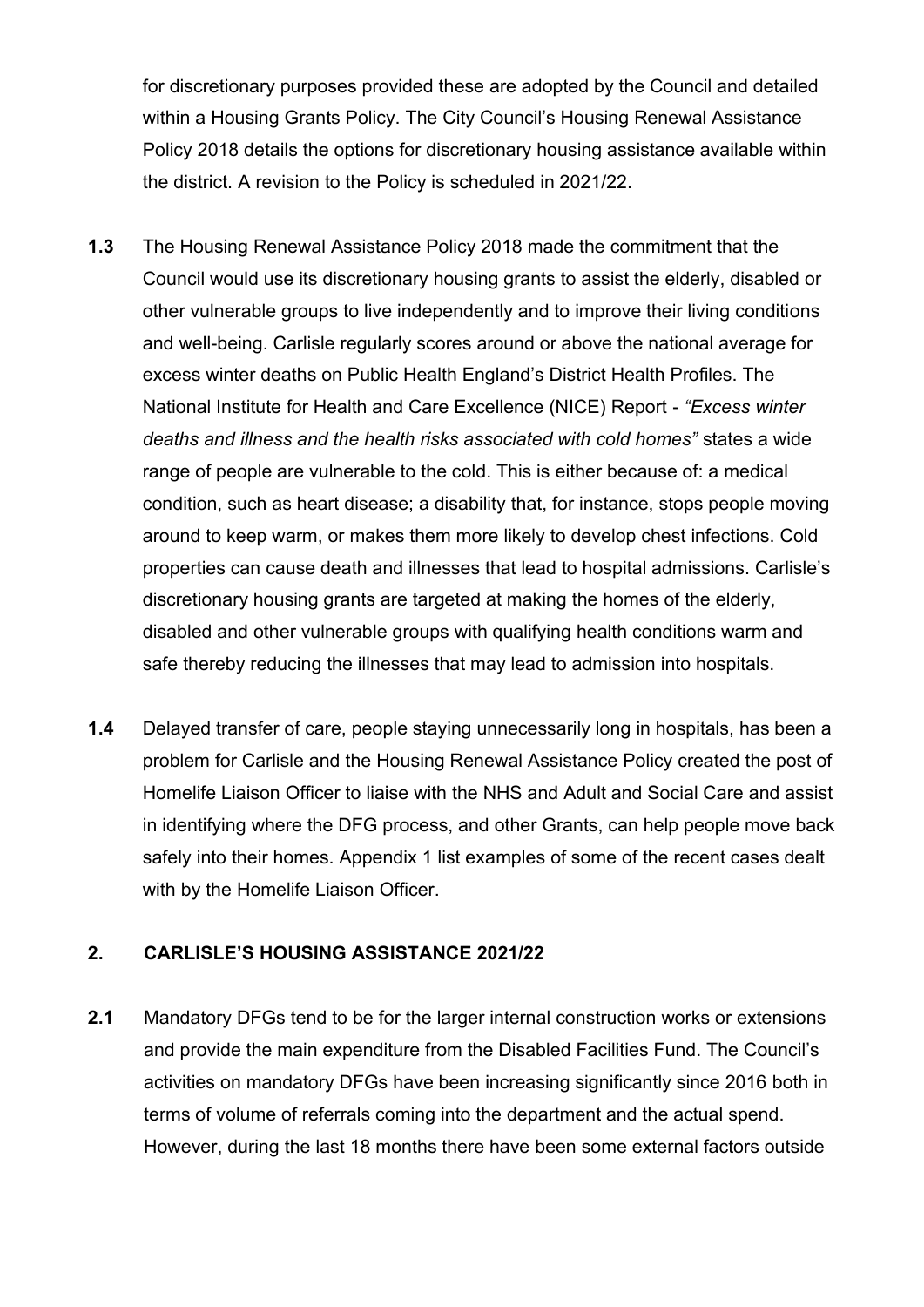for discretionary purposes provided these are adopted by the Council and detailed within a Housing Grants Policy. The City Council's Housing Renewal Assistance Policy 2018 details the options for discretionary housing assistance available within the district. A revision to the Policy is scheduled in 2021/22.

**1.3** The Housing Renewal Assistance Policy 2018 made the commitment that the Council would use its discretionary housing grants to assist the elderly, disabled or other vulnerable groups to live independently and to improve their living conditions and well-being. Carlisle regularly scores around or above the national average for excess winter deaths on Public Health England's District Health Profiles. The National Institute for Health and Care Excellence (NICE) Report - *"Excess winter deaths and illness and the health risks associated with cold homes"* states a wide range of people are vulnerable to the cold. This is either because of: a medical condition, such as heart disease; a disability that, for instance, stops people moving around to keep warm, or makes them more likely to develop chest infections. Cold properties can cause death and illnesses that lead to hospital admissions. Carlisle's discretionary housing grants are targeted at making the homes of the elderly, disabled and other vulnerable groups with qualifying health conditions warm and safe thereby reducing the illnesses that may lead to admission into hospitals.

**1.4** Delayed transfer of care, people staying unnecessarily long in hospitals, has been a problem for Carlisle and the Housing Renewal Assistance Policy created the post of Homelife Liaison Officer to liaise with the NHS and Adult and Social Care and assist in identifying where the DFG process, and other Grants, can help people move back safely into their homes. Appendix 1 list examples of some of the recent cases dealt with by the Homelife Liaison Officer.

## 2. CARLISLE'S HOUSING ASSISTANCE 2021/22

**2.1** Mandatory DFGs tend to be for the larger internal construction works or extensions and provide the main expenditure from the Disabled Facilities Fund. The Council's activities on mandatory DFGs have been increasing significantly since 2016 both in terms of volume of referrals coming into the department and the actual spend. However, during the last 18 months there have been some external factors outside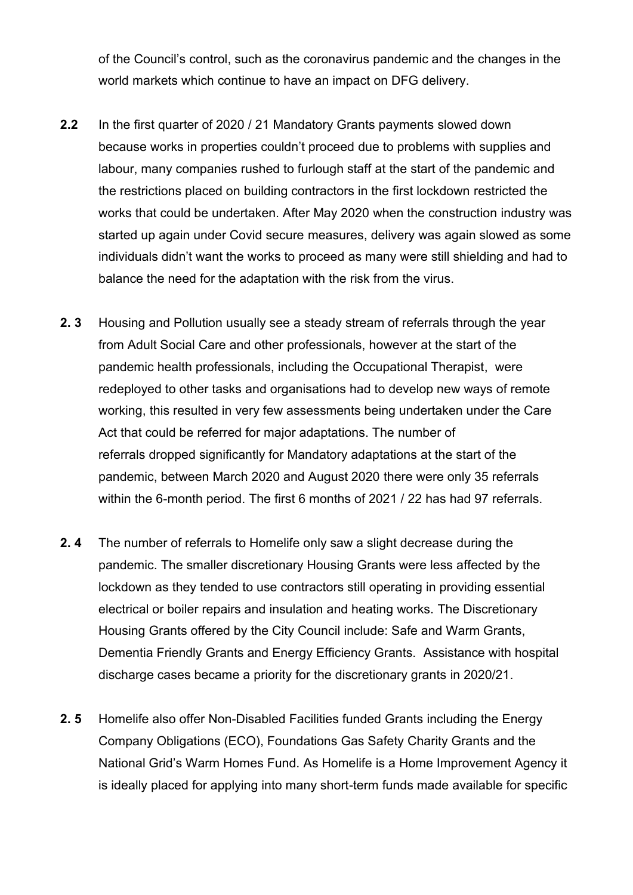of the Council's control, such as the coronavirus pandemic and the changes in the world markets which continue to have an impact on DFG delivery.

**2.2** In the first quarter of 2020 / 21 Mandatory Grants payments slowed down because works in properties couldn't proceed due to problems with supplies and labour, many companies rushed to furlough staff at the start of the pandemic and the restrictions placed on building contractors in the first lockdown restricted the works that could be undertaken. After May 2020 when the construction industry was started up again under Covid secure measures, delivery was again slowed as some individuals didn't want the works to proceed as many were still shielding and had to balance the need for the adaptation with the risk from the virus.

**2. 3** Housing and Pollution usually see a steady stream of referrals through the year from Adult Social Care and other professionals, however at the start of the pandemic health professionals, including the Occupational Therapist, were redeployed to other tasks and organisations had to develop new ways of remote working, this resulted in very few assessments being undertaken under the Care Act that could be referred for major adaptations. The number of referrals dropped significantly for Mandatory adaptations at the start of the pandemic, between March 2020 and August 2020 there were only 35 referrals within the 6-month period. The first 6 months of 2021 / 22 has had 97 referrals.

**2. 4** The number of referrals to Homelife only saw a slight decrease during the pandemic. The smaller discretionary Housing Grants were less affected by the lockdown as they tended to use contractors still operating in providing essential electrical or boiler repairs and insulation and heating works. The Discretionary Housing Grants offered by the City Council include: Safe and Warm Grants, Dementia Friendly Grants and Energy Efficiency Grants. Assistance with hospital discharge cases became a priority for the discretionary grants in 2020/21.

**2. 5** Homelife also offer Non-Disabled Facilities funded Grants including the Energy Company Obligations (ECO), Foundations Gas Safety Charity Grants and the National Grid's Warm Homes Fund. As Homelife is a Home Improvement Agency it is ideally placed for applying into many short-term funds made available for specific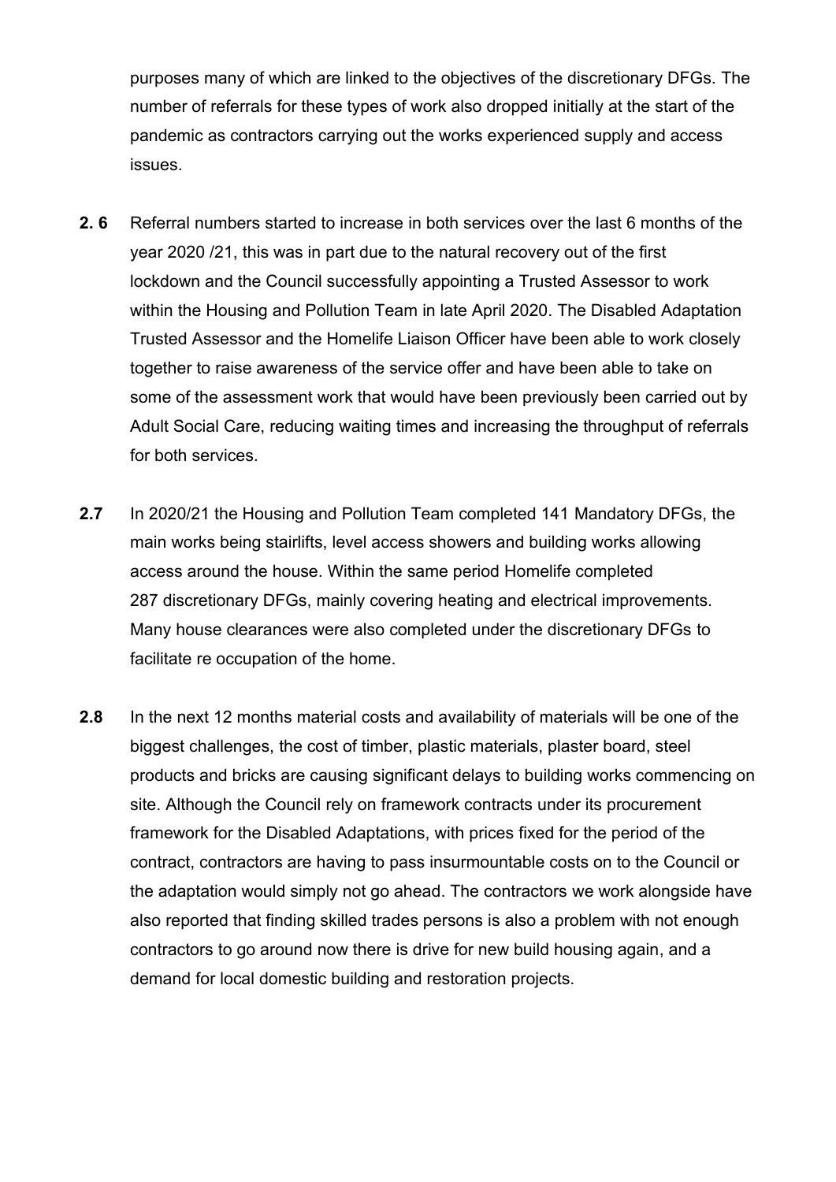purposes many of which are linked to the objectives of the discretionary DFGs. The number of referrals for these types of work also dropped initially at the start of the pandemic as contractors carrying out the works experienced supply and access issues.

**2. 6** Referral numbers started to increase in both services over the last 6 months of the year 2020 /21, this was in part due to the natural recovery out of the first lockdown and the Council successfully appointing a Trusted Assessor to work within the Housing and Pollution Team in late April 2020. The Disabled Adaptation Trusted Assessor and the Homelife Liaison Officer have been able to work closely together to raise awareness of the service offer and have been able to take on some of the assessment work that would have been previously been carried out by Adult Social Care, reducing waiting times and increasing the throughput of referrals for both services.

**2.7** In 2020/21 the Housing and Pollution Team completed 141 Mandatory DFGs, the main works being stairlifts, level access showers and building works allowing access around the house. Within the same period Homelife completed 287 discretionary DFGs, mainly covering heating and electrical improvements. Many house clearances were also completed under the discretionary DFGs to facilitate re occupation of the home.

**2.8** In the next 12 months material costs and availability of materials will be one of the biggest challenges, the cost of timber, plastic materials, plaster board, steel products and bricks are causing significant delays to building works commencing on site. Although the Council rely on framework contracts under its procurement framework for the Disabled Adaptations, with prices fixed for the period of the contract, contractors are having to pass insurmountable costs on to the Council or the adaptation would simply not go ahead. The contractors we work alongside have also reported that finding skilled trades persons is also a problem with not enough contractors to go around now there is drive for new build housing again, and a demand for local domestic building and restoration projects.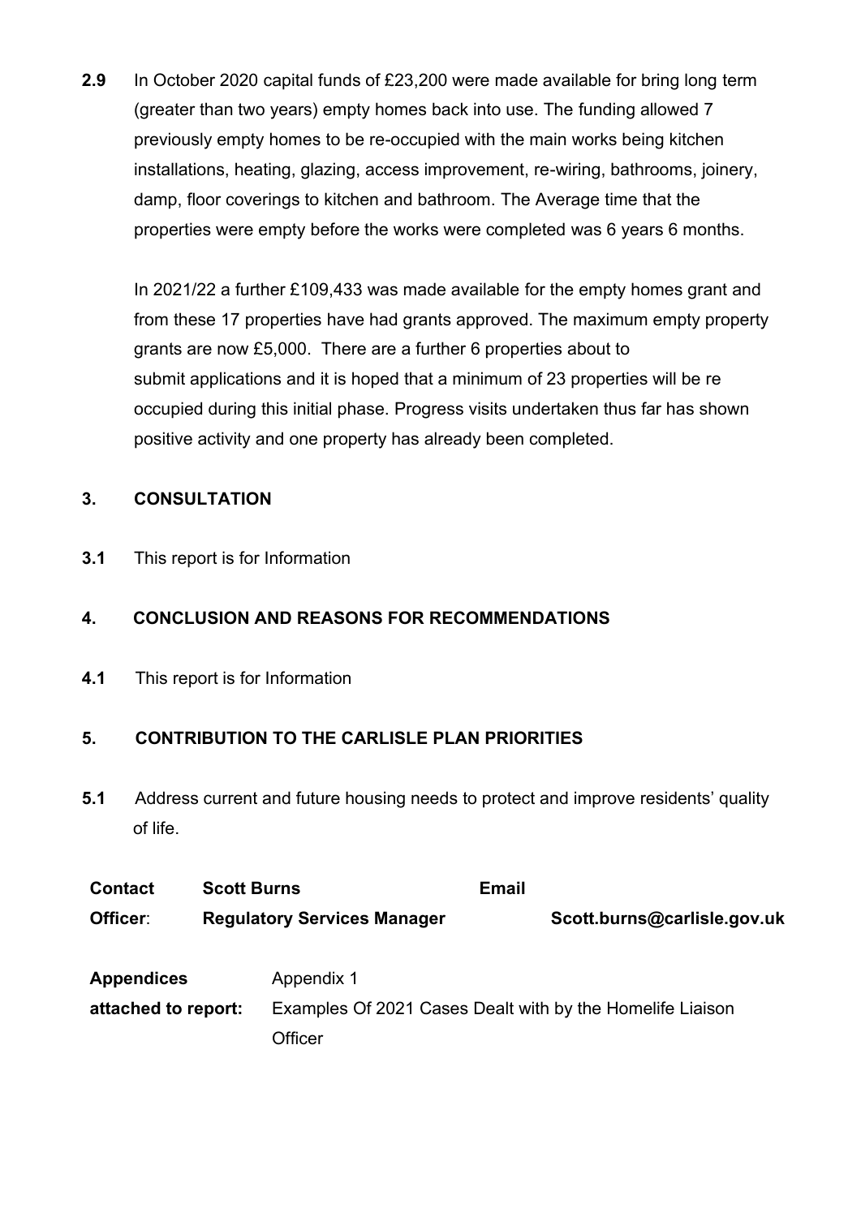**2.9** In October 2020 capital funds of £23,200 were made available for bring long term (greater than two years) empty homes back into use. The funding allowed 7 previously empty homes to be re-occupied with the main works being kitchen installations, heating, glazing, access improvement, re-wiring, bathrooms, joinery, damp, floor coverings to kitchen and bathroom. The Average time that the properties were empty before the works were completed was 6 years 6 months.

In 2021/22 a further £109,433 was made available for the empty homes grant and from these 17 properties have had grants approved. The maximum empty property grants are now £5,000. There are a further 6 properties about to submit applications and it is hoped that a minimum of 23 properties will be re occupied during this initial phase. Progress visits undertaken thus far has shown positive activity and one property has already been completed.

## 3. CONSULTATION

**3.1** This report is for Information

## 4. CONCLUSION AND REASONS FOR RECOMMENDATIONS

**4.1** This report is for Information

## 5. CONTRIBUTION TO THE CARLISLE PLAN PRIORITIES

**5.1** Address current and future housing needs to protect and improve residents' quality of life.

| **Contact Officer**: | **Scott Burns** **Regulatory Services Manager** | **Email** | **Scott.burns@carlisle.gov.uk** |
|---|---|---|---|

| **Appendices attached to report:** | Appendix 1 Examples Of 2021 Cases Dealt with by the Homelife Liaison Officer |
|---|---|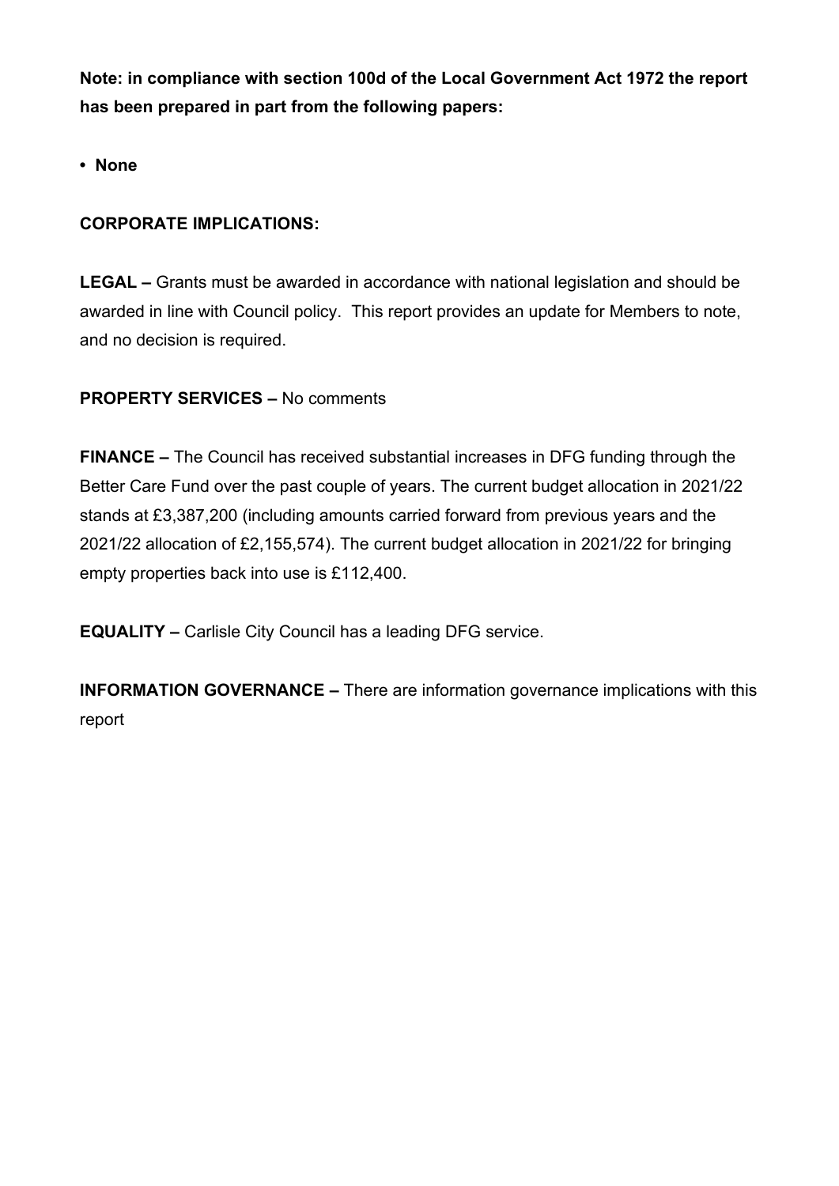**Note: in compliance with section 100d of the Local Government Act 1972 the report has been prepared in part from the following papers:**

- **None**

**CORPORATE IMPLICATIONS:**

**LEGAL –** Grants must be awarded in accordance with national legislation and should be awarded in line with Council policy. This report provides an update for Members to note, and no decision is required.

**PROPERTY SERVICES –** No comments

**FINANCE –** The Council has received substantial increases in DFG funding through the Better Care Fund over the past couple of years. The current budget allocation in 2021/22 stands at £3,387,200 (including amounts carried forward from previous years and the 2021/22 allocation of £2,155,574). The current budget allocation in 2021/22 for bringing empty properties back into use is £112,400.

**EQUALITY –** Carlisle City Council has a leading DFG service.

**INFORMATION GOVERNANCE –** There are information governance implications with this report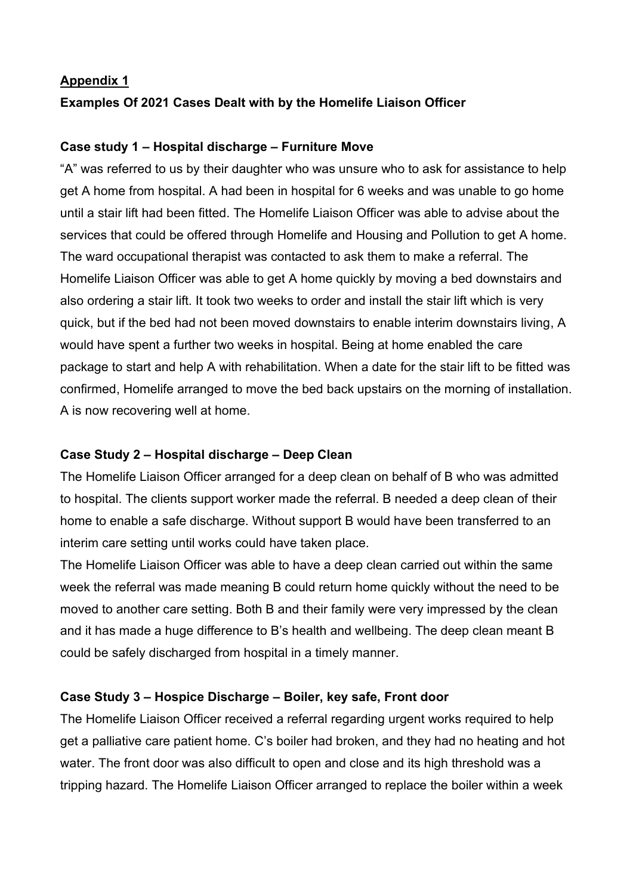**<u>Appendix 1</u>**

**Examples Of 2021 Cases Dealt with by the Homelife Liaison Officer**

**Case study 1 – Hospital discharge – Furniture Move**

"A" was referred to us by their daughter who was unsure who to ask for assistance to help get A home from hospital. A had been in hospital for 6 weeks and was unable to go home until a stair lift had been fitted. The Homelife Liaison Officer was able to advise about the services that could be offered through Homelife and Housing and Pollution to get A home. The ward occupational therapist was contacted to ask them to make a referral. The Homelife Liaison Officer was able to get A home quickly by moving a bed downstairs and also ordering a stair lift. It took two weeks to order and install the stair lift which is very quick, but if the bed had not been moved downstairs to enable interim downstairs living, A would have spent a further two weeks in hospital. Being at home enabled the care package to start and help A with rehabilitation. When a date for the stair lift to be fitted was confirmed, Homelife arranged to move the bed back upstairs on the morning of installation. A is now recovering well at home.

**Case Study 2 – Hospital discharge – Deep Clean**

The Homelife Liaison Officer arranged for a deep clean on behalf of B who was admitted to hospital. The clients support worker made the referral. B needed a deep clean of their home to enable a safe discharge. Without support B would have been transferred to an interim care setting until works could have taken place.

The Homelife Liaison Officer was able to have a deep clean carried out within the same week the referral was made meaning B could return home quickly without the need to be moved to another care setting. Both B and their family were very impressed by the clean and it has made a huge difference to B's health and wellbeing. The deep clean meant B could be safely discharged from hospital in a timely manner.

**Case Study 3 – Hospice Discharge – Boiler, key safe, Front door**

The Homelife Liaison Officer received a referral regarding urgent works required to help get a palliative care patient home. C's boiler had broken, and they had no heating and hot water. The front door was also difficult to open and close and its high threshold was a tripping hazard. The Homelife Liaison Officer arranged to replace the boiler within a week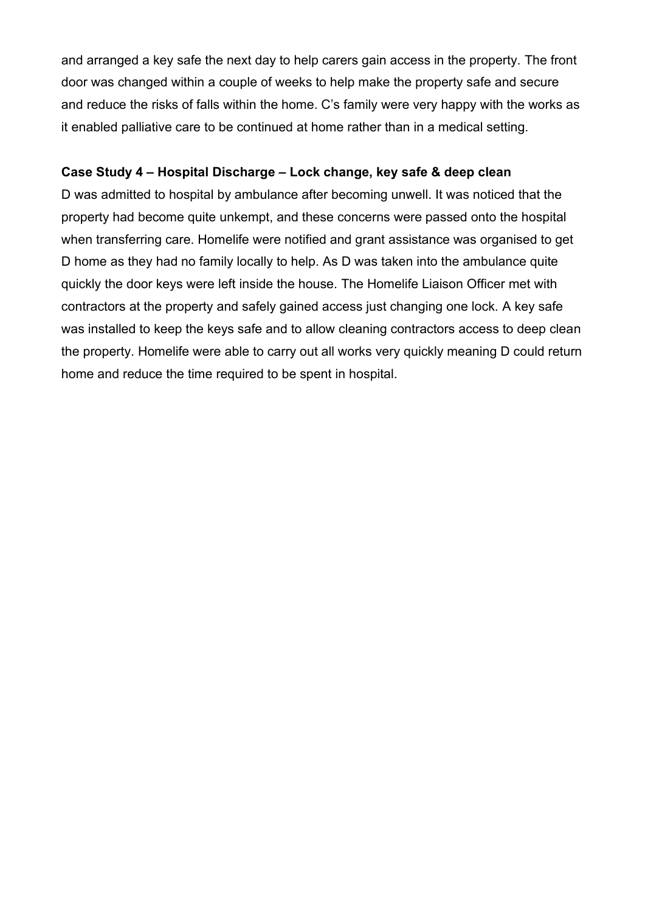and arranged a key safe the next day to help carers gain access in the property. The front door was changed within a couple of weeks to help make the property safe and secure and reduce the risks of falls within the home. C's family were very happy with the works as it enabled palliative care to be continued at home rather than in a medical setting.

**Case Study 4 – Hospital Discharge – Lock change, key safe & deep clean**

D was admitted to hospital by ambulance after becoming unwell. It was noticed that the property had become quite unkempt, and these concerns were passed onto the hospital when transferring care. Homelife were notified and grant assistance was organised to get D home as they had no family locally to help. As D was taken into the ambulance quite quickly the door keys were left inside the house. The Homelife Liaison Officer met with contractors at the property and safely gained access just changing one lock. A key safe was installed to keep the keys safe and to allow cleaning contractors access to deep clean the property. Homelife were able to carry out all works very quickly meaning D could return home and reduce the time required to be spent in hospital.